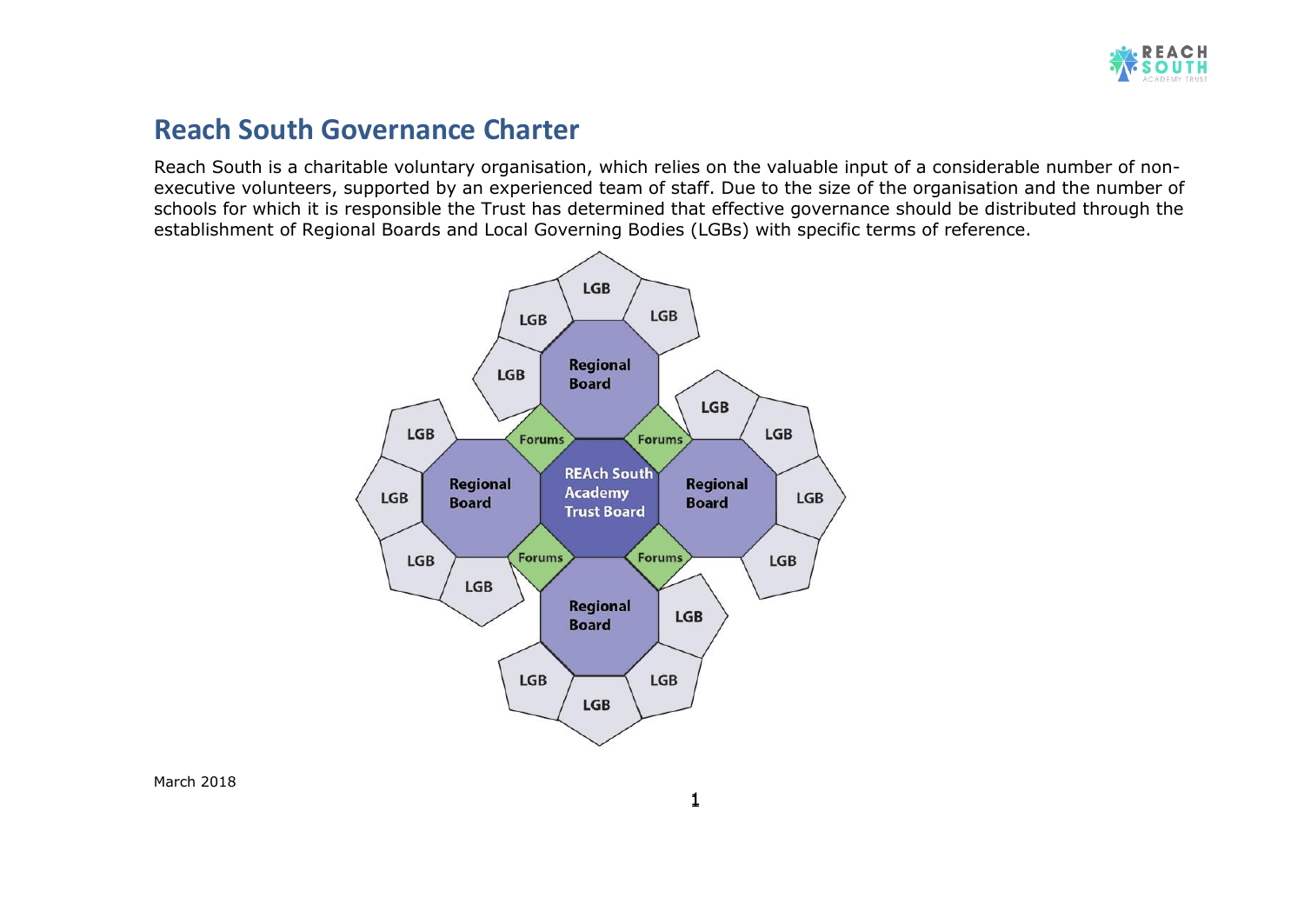# Reach South Governance Charter

Reach South is a charitable voluntary organisation, which relies on the valuable input of a considerable number of non-executive volunteers, supported by an experienced team of staff. Due to the size of the organisation and the number of schools for which it is responsible the Trust has determined that effective governance should be distributed through the establishment of Regional Boards and Local Governing Bodies (LGBs) with specific terms of reference.

REAch South Academy Trust Board

Regional Board

Forums

LGB

March 2018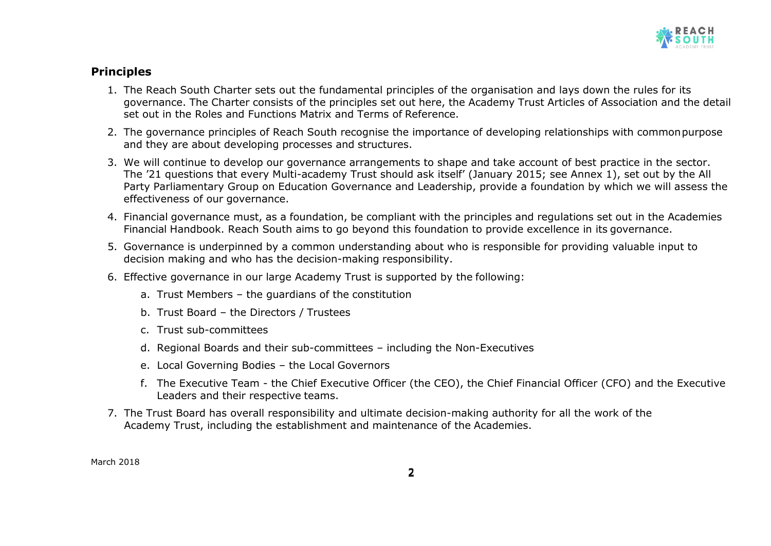## Principles

1. The Reach South Charter sets out the fundamental principles of the organisation and lays down the rules for its governance. The Charter consists of the principles set out here, the Academy Trust Articles of Association and the detail set out in the Roles and Functions Matrix and Terms of Reference.
2. The governance principles of Reach South recognise the importance of developing relationships with common purpose and they are about developing processes and structures.
3. We will continue to develop our governance arrangements to shape and take account of best practice in the sector. The '21 questions that every Multi-academy Trust should ask itself' (January 2015; see Annex 1), set out by the All Party Parliamentary Group on Education Governance and Leadership, provide a foundation by which we will assess the effectiveness of our governance.
4. Financial governance must, as a foundation, be compliant with the principles and regulations set out in the Academies Financial Handbook. Reach South aims to go beyond this foundation to provide excellence in its governance.
5. Governance is underpinned by a common understanding about who is responsible for providing valuable input to decision making and who has the decision-making responsibility.
6. Effective governance in our large Academy Trust is supported by the following:
   a. Trust Members – the guardians of the constitution
   b. Trust Board – the Directors / Trustees
   c. Trust sub-committees
   d. Regional Boards and their sub-committees – including the Non-Executives
   e. Local Governing Bodies – the Local Governors
   f. The Executive Team - the Chief Executive Officer (the CEO), the Chief Financial Officer (CFO) and the Executive Leaders and their respective teams.
7. The Trust Board has overall responsibility and ultimate decision-making authority for all the work of the Academy Trust, including the establishment and maintenance of the Academies.

March 2018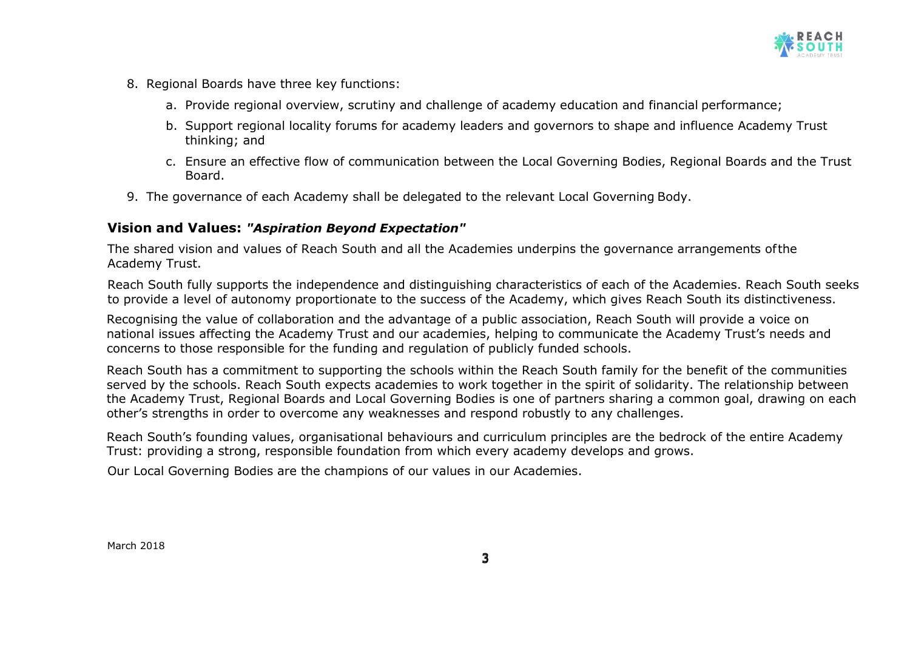8. Regional Boards have three key functions:
    a. Provide regional overview, scrutiny and challenge of academy education and financial performance;
    b. Support regional locality forums for academy leaders and governors to shape and influence Academy Trust thinking; and
    c. Ensure an effective flow of communication between the Local Governing Bodies, Regional Boards and the Trust Board.
9. The governance of each Academy shall be delegated to the relevant Local Governing Body.

## Vision and Values: *"Aspiration Beyond Expectation"*

The shared vision and values of Reach South and all the Academies underpins the governance arrangements of the Academy Trust.

Reach South fully supports the independence and distinguishing characteristics of each of the Academies. Reach South seeks to provide a level of autonomy proportionate to the success of the Academy, which gives Reach South its distinctiveness.

Recognising the value of collaboration and the advantage of a public association, Reach South will provide a voice on national issues affecting the Academy Trust and our academies, helping to communicate the Academy Trust's needs and concerns to those responsible for the funding and regulation of publicly funded schools.

Reach South has a commitment to supporting the schools within the Reach South family for the benefit of the communities served by the schools. Reach South expects academies to work together in the spirit of solidarity. The relationship between the Academy Trust, Regional Boards and Local Governing Bodies is one of partners sharing a common goal, drawing on each other's strengths in order to overcome any weaknesses and respond robustly to any challenges.

Reach South's founding values, organisational behaviours and curriculum principles are the bedrock of the entire Academy Trust: providing a strong, responsible foundation from which every academy develops and grows.

Our Local Governing Bodies are the champions of our values in our Academies.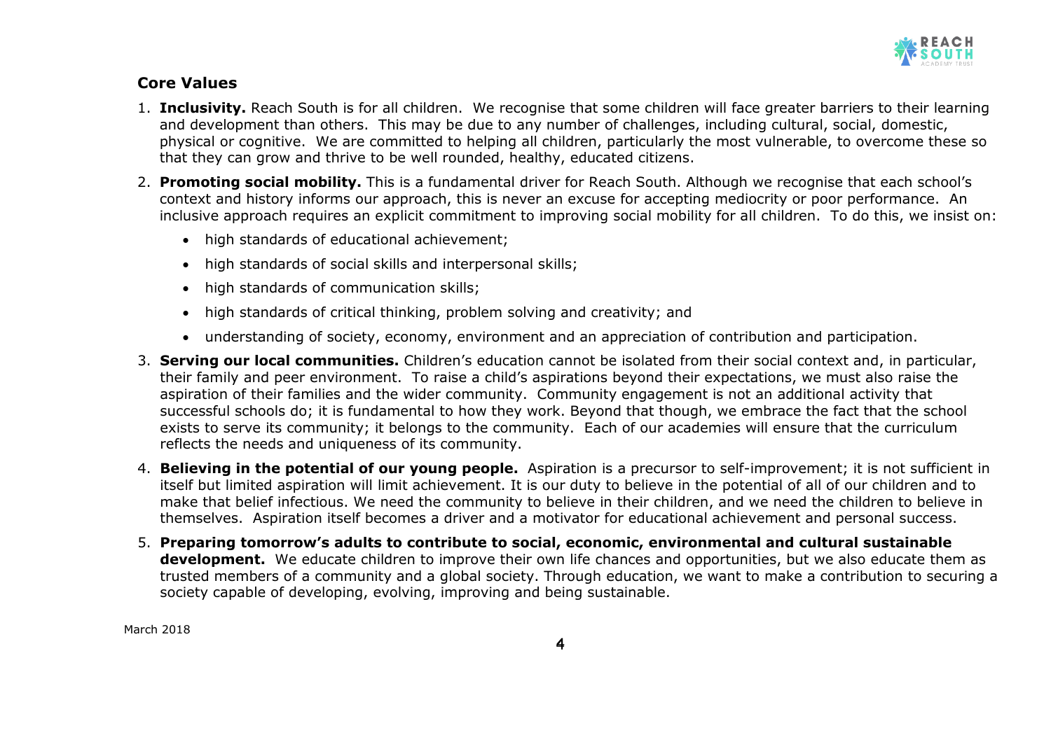## Core Values

1. **Inclusivity.** Reach South is for all children. We recognise that some children will face greater barriers to their learning and development than others. This may be due to any number of challenges, including cultural, social, domestic, physical or cognitive. We are committed to helping all children, particularly the most vulnerable, to overcome these so that they can grow and thrive to be well rounded, healthy, educated citizens.

2. **Promoting social mobility.** This is a fundamental driver for Reach South. Although we recognise that each school's context and history informs our approach, this is never an excuse for accepting mediocrity or poor performance. An inclusive approach requires an explicit commitment to improving social mobility for all children. To do this, we insist on:
   - high standards of educational achievement;
   - high standards of social skills and interpersonal skills;
   - high standards of communication skills;
   - high standards of critical thinking, problem solving and creativity; and
   - understanding of society, economy, environment and an appreciation of contribution and participation.

3. **Serving our local communities.** Children's education cannot be isolated from their social context and, in particular, their family and peer environment. To raise a child's aspirations beyond their expectations, we must also raise the aspiration of their families and the wider community. Community engagement is not an additional activity that successful schools do; it is fundamental to how they work. Beyond that though, we embrace the fact that the school exists to serve its community; it belongs to the community. Each of our academies will ensure that the curriculum reflects the needs and uniqueness of its community.

4. **Believing in the potential of our young people.** Aspiration is a precursor to self-improvement; it is not sufficient in itself but limited aspiration will limit achievement. It is our duty to believe in the potential of all of our children and to make that belief infectious. We need the community to believe in their children, and we need the children to believe in themselves. Aspiration itself becomes a driver and a motivator for educational achievement and personal success.

5. **Preparing tomorrow's adults to contribute to social, economic, environmental and cultural sustainable development.** We educate children to improve their own life chances and opportunities, but we also educate them as trusted members of a community and a global society. Through education, we want to make a contribution to securing a society capable of developing, evolving, improving and being sustainable.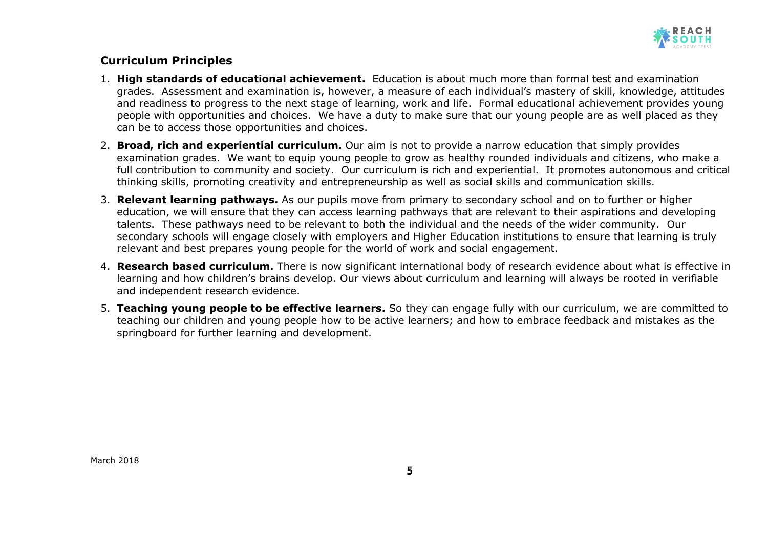## Curriculum Principles

1. **High standards of educational achievement.** Education is about much more than formal test and examination grades. Assessment and examination is, however, a measure of each individual's mastery of skill, knowledge, attitudes and readiness to progress to the next stage of learning, work and life. Formal educational achievement provides young people with opportunities and choices. We have a duty to make sure that our young people are as well placed as they can be to access those opportunities and choices.
2. **Broad, rich and experiential curriculum.** Our aim is not to provide a narrow education that simply provides examination grades. We want to equip young people to grow as healthy rounded individuals and citizens, who make a full contribution to community and society. Our curriculum is rich and experiential. It promotes autonomous and critical thinking skills, promoting creativity and entrepreneurship as well as social skills and communication skills.
3. **Relevant learning pathways.** As our pupils move from primary to secondary school and on to further or higher education, we will ensure that they can access learning pathways that are relevant to their aspirations and developing talents. These pathways need to be relevant to both the individual and the needs of the wider community. Our secondary schools will engage closely with employers and Higher Education institutions to ensure that learning is truly relevant and best prepares young people for the world of work and social engagement.
4. **Research based curriculum.** There is now significant international body of research evidence about what is effective in learning and how children's brains develop. Our views about curriculum and learning will always be rooted in verifiable and independent research evidence.
5. **Teaching young people to be effective learners.** So they can engage fully with our curriculum, we are committed to teaching our children and young people how to be active learners; and how to embrace feedback and mistakes as the springboard for further learning and development.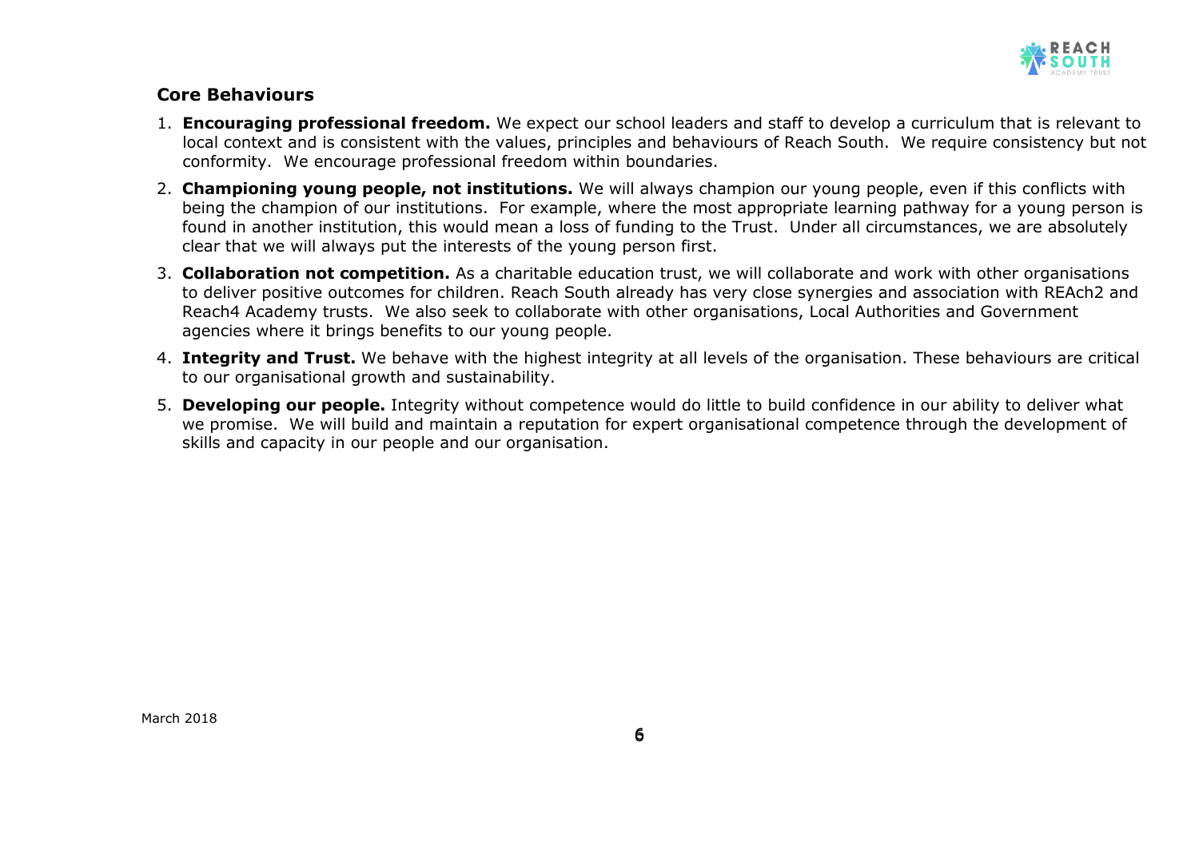## Core Behaviours

1. **Encouraging professional freedom.** We expect our school leaders and staff to develop a curriculum that is relevant to local context and is consistent with the values, principles and behaviours of Reach South. We require consistency but not conformity. We encourage professional freedom within boundaries.
2. **Championing young people, not institutions.** We will always champion our young people, even if this conflicts with being the champion of our institutions. For example, where the most appropriate learning pathway for a young person is found in another institution, this would mean a loss of funding to the Trust. Under all circumstances, we are absolutely clear that we will always put the interests of the young person first.
3. **Collaboration not competition.** As a charitable education trust, we will collaborate and work with other organisations to deliver positive outcomes for children. Reach South already has very close synergies and association with REAch2 and Reach4 Academy trusts. We also seek to collaborate with other organisations, Local Authorities and Government agencies where it brings benefits to our young people.
4. **Integrity and Trust.** We behave with the highest integrity at all levels of the organisation. These behaviours are critical to our organisational growth and sustainability.
5. **Developing our people.** Integrity without competence would do little to build confidence in our ability to deliver what we promise. We will build and maintain a reputation for expert organisational competence through the development of skills and capacity in our people and our organisation.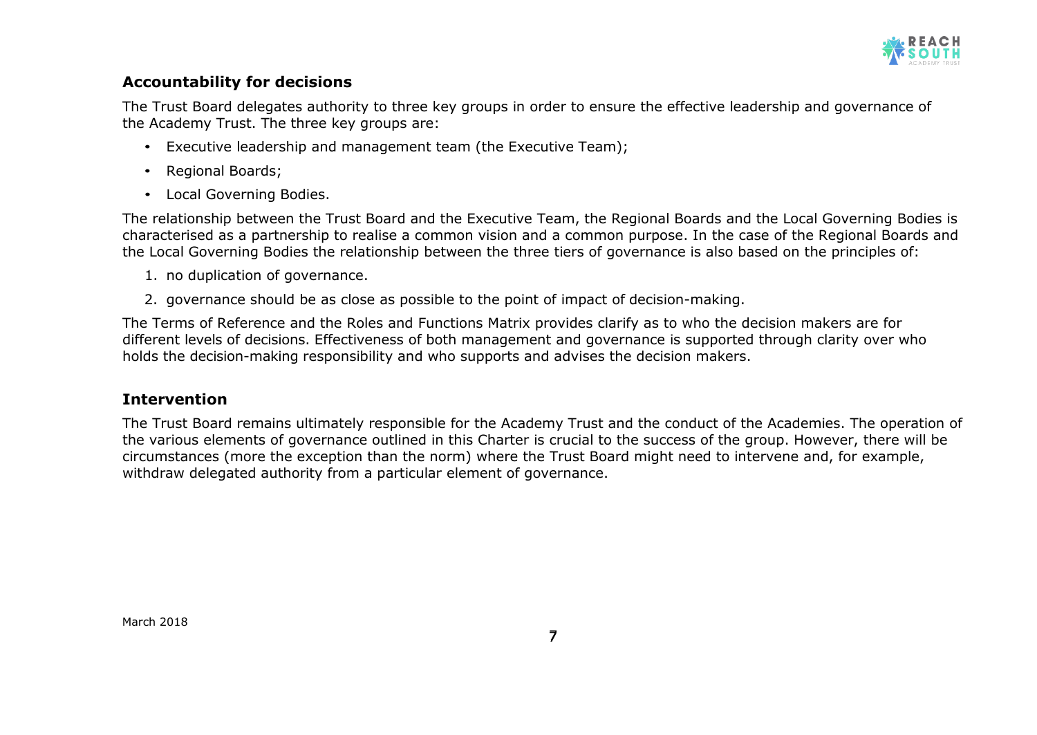## Accountability for decisions

The Trust Board delegates authority to three key groups in order to ensure the effective leadership and governance of the Academy Trust. The three key groups are:

- Executive leadership and management team (the Executive Team);
- Regional Boards;
- Local Governing Bodies.

The relationship between the Trust Board and the Executive Team, the Regional Boards and the Local Governing Bodies is characterised as a partnership to realise a common vision and a common purpose. In the case of the Regional Boards and the Local Governing Bodies the relationship between the three tiers of governance is also based on the principles of:

1. no duplication of governance.
2. governance should be as close as possible to the point of impact of decision-making.

The Terms of Reference and the Roles and Functions Matrix provides clarify as to who the decision makers are for different levels of decisions. Effectiveness of both management and governance is supported through clarity over who holds the decision-making responsibility and who supports and advises the decision makers.

## Intervention

The Trust Board remains ultimately responsible for the Academy Trust and the conduct of the Academies. The operation of the various elements of governance outlined in this Charter is crucial to the success of the group. However, there will be circumstances (more the exception than the norm) where the Trust Board might need to intervene and, for example, withdraw delegated authority from a particular element of governance.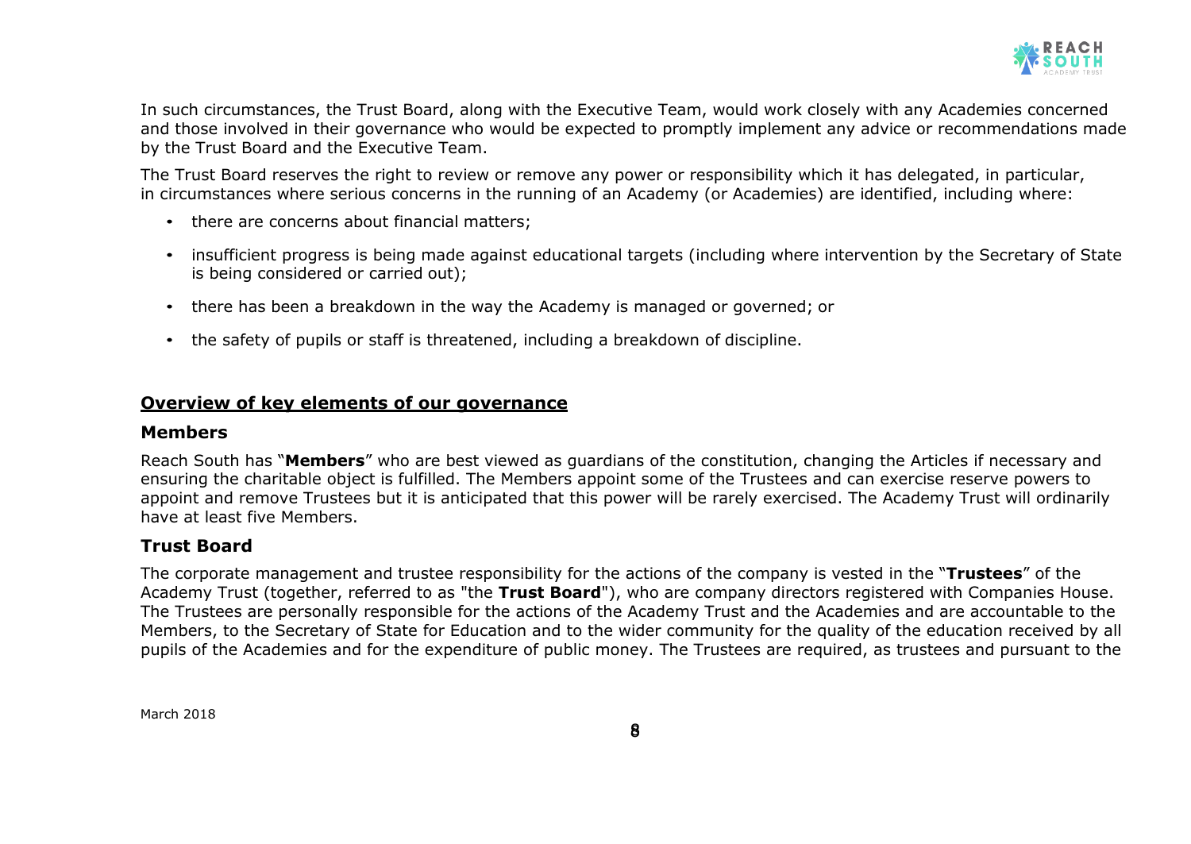In such circumstances, the Trust Board, along with the Executive Team, would work closely with any Academies concerned and those involved in their governance who would be expected to promptly implement any advice or recommendations made by the Trust Board and the Executive Team.

The Trust Board reserves the right to review or remove any power or responsibility which it has delegated, in particular, in circumstances where serious concerns in the running of an Academy (or Academies) are identified, including where:

- there are concerns about financial matters;
- insufficient progress is being made against educational targets (including where intervention by the Secretary of State is being considered or carried out);
- there has been a breakdown in the way the Academy is managed or governed; or
- the safety of pupils or staff is threatened, including a breakdown of discipline.

## Overview of key elements of our governance

### Members

Reach South has "**Members**" who are best viewed as guardians of the constitution, changing the Articles if necessary and ensuring the charitable object is fulfilled. The Members appoint some of the Trustees and can exercise reserve powers to appoint and remove Trustees but it is anticipated that this power will be rarely exercised. The Academy Trust will ordinarily have at least five Members.

### Trust Board

The corporate management and trustee responsibility for the actions of the company is vested in the "**Trustees**" of the Academy Trust (together, referred to as "the **Trust Board**"), who are company directors registered with Companies House. The Trustees are personally responsible for the actions of the Academy Trust and the Academies and are accountable to the Members, to the Secretary of State for Education and to the wider community for the quality of the education received by all pupils of the Academies and for the expenditure of public money. The Trustees are required, as trustees and pursuant to the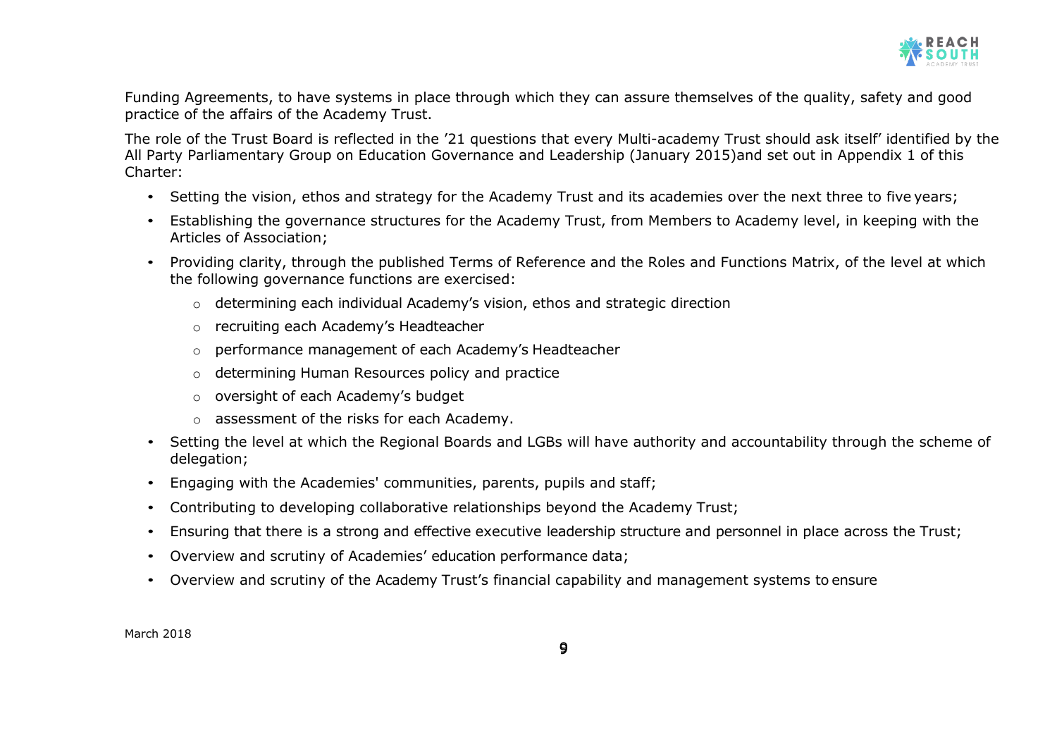Funding Agreements, to have systems in place through which they can assure themselves of the quality, safety and good practice of the affairs of the Academy Trust.

The role of the Trust Board is reflected in the '21 questions that every Multi-academy Trust should ask itself' identified by the All Party Parliamentary Group on Education Governance and Leadership (January 2015)and set out in Appendix 1 of this Charter:

- Setting the vision, ethos and strategy for the Academy Trust and its academies over the next three to five years;
- Establishing the governance structures for the Academy Trust, from Members to Academy level, in keeping with the Articles of Association;
- Providing clarity, through the published Terms of Reference and the Roles and Functions Matrix, of the level at which the following governance functions are exercised:
  - determining each individual Academy's vision, ethos and strategic direction
  - recruiting each Academy's Headteacher
  - performance management of each Academy's Headteacher
  - determining Human Resources policy and practice
  - oversight of each Academy's budget
  - assessment of the risks for each Academy.
- Setting the level at which the Regional Boards and LGBs will have authority and accountability through the scheme of delegation;
- Engaging with the Academies' communities, parents, pupils and staff;
- Contributing to developing collaborative relationships beyond the Academy Trust;
- Ensuring that there is a strong and effective executive leadership structure and personnel in place across the Trust;
- Overview and scrutiny of Academies' education performance data;
- Overview and scrutiny of the Academy Trust's financial capability and management systems to ensure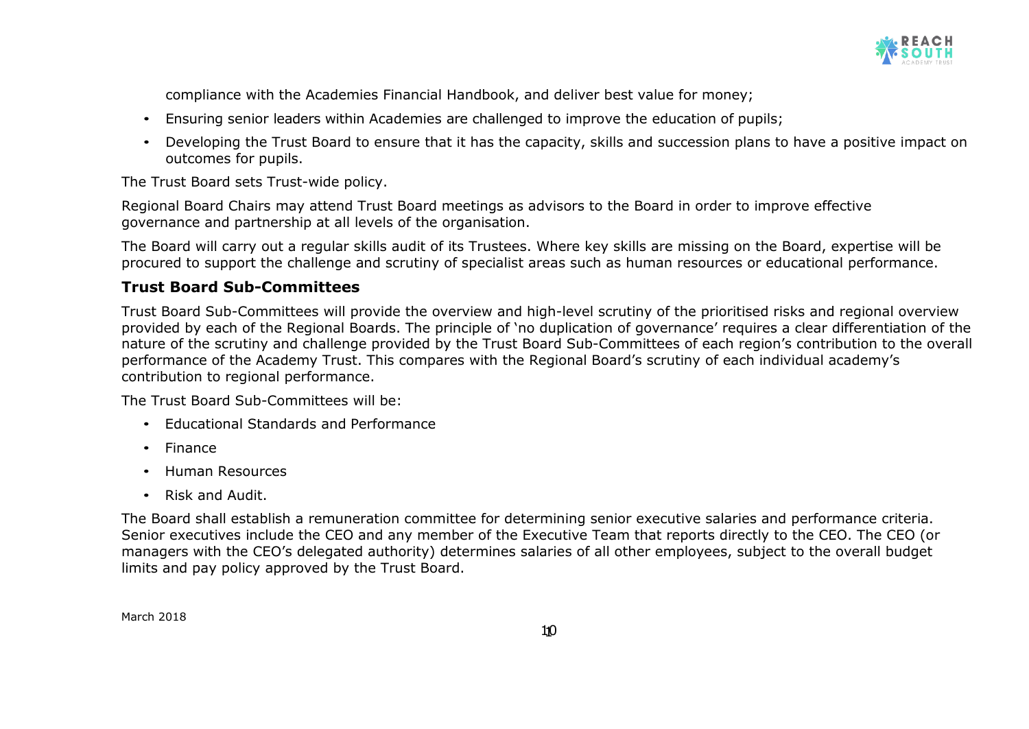compliance with the Academies Financial Handbook, and deliver best value for money;

- Ensuring senior leaders within Academies are challenged to improve the education of pupils;
- Developing the Trust Board to ensure that it has the capacity, skills and succession plans to have a positive impact on outcomes for pupils.

The Trust Board sets Trust-wide policy.

Regional Board Chairs may attend Trust Board meetings as advisors to the Board in order to improve effective governance and partnership at all levels of the organisation.

The Board will carry out a regular skills audit of its Trustees. Where key skills are missing on the Board, expertise will be procured to support the challenge and scrutiny of specialist areas such as human resources or educational performance.

## Trust Board Sub-Committees

Trust Board Sub-Committees will provide the overview and high-level scrutiny of the prioritised risks and regional overview provided by each of the Regional Boards. The principle of 'no duplication of governance' requires a clear differentiation of the nature of the scrutiny and challenge provided by the Trust Board Sub-Committees of each region's contribution to the overall performance of the Academy Trust. This compares with the Regional Board's scrutiny of each individual academy's contribution to regional performance.

The Trust Board Sub-Committees will be:

- Educational Standards and Performance
- Finance
- Human Resources
- Risk and Audit.

The Board shall establish a remuneration committee for determining senior executive salaries and performance criteria. Senior executives include the CEO and any member of the Executive Team that reports directly to the CEO. The CEO (or managers with the CEO's delegated authority) determines salaries of all other employees, subject to the overall budget limits and pay policy approved by the Trust Board.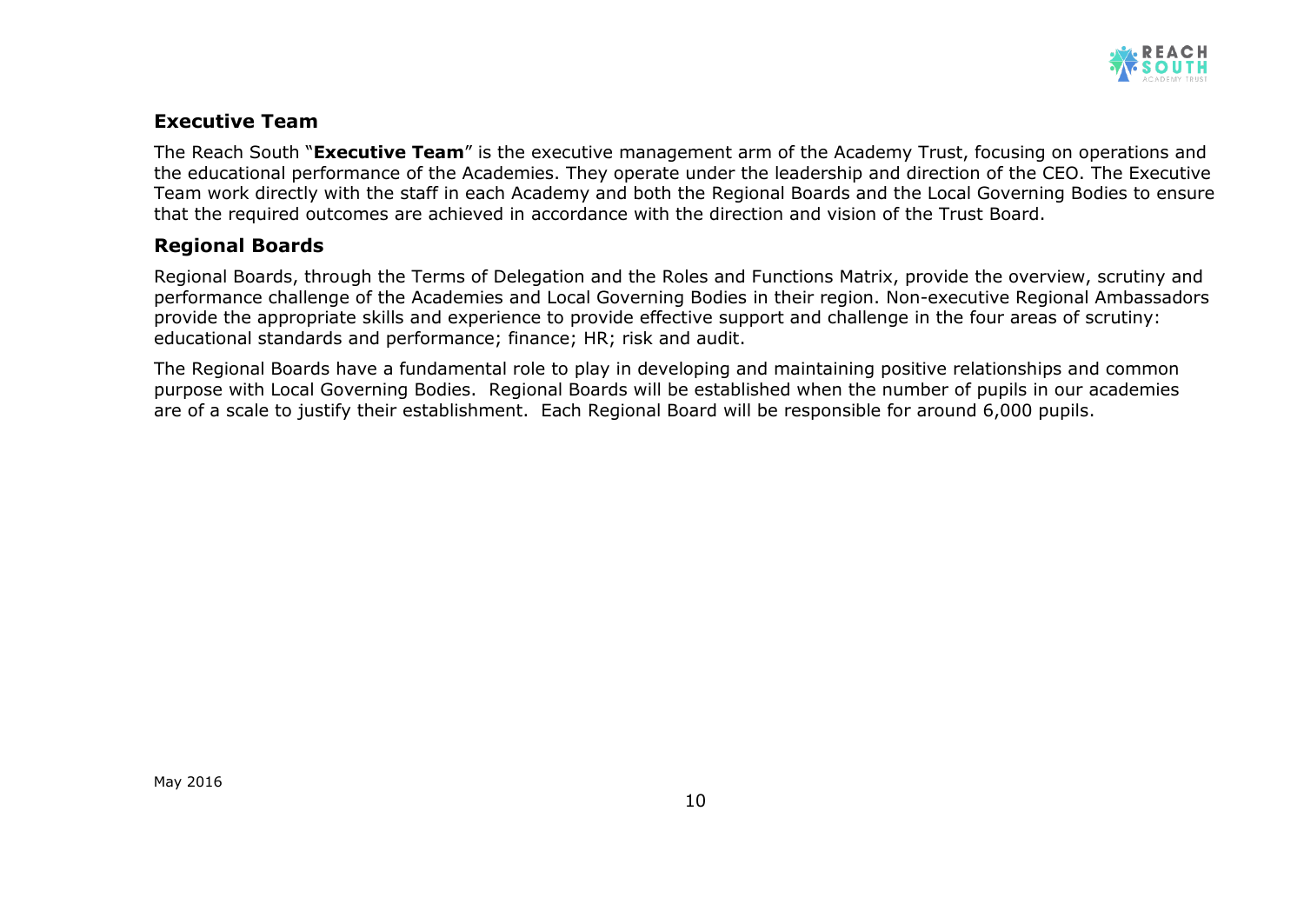## Executive Team

The Reach South "**Executive Team**" is the executive management arm of the Academy Trust, focusing on operations and the educational performance of the Academies. They operate under the leadership and direction of the CEO. The Executive Team work directly with the staff in each Academy and both the Regional Boards and the Local Governing Bodies to ensure that the required outcomes are achieved in accordance with the direction and vision of the Trust Board.

## Regional Boards

Regional Boards, through the Terms of Delegation and the Roles and Functions Matrix, provide the overview, scrutiny and performance challenge of the Academies and Local Governing Bodies in their region. Non-executive Regional Ambassadors provide the appropriate skills and experience to provide effective support and challenge in the four areas of scrutiny: educational standards and performance; finance; HR; risk and audit.

The Regional Boards have a fundamental role to play in developing and maintaining positive relationships and common purpose with Local Governing Bodies. Regional Boards will be established when the number of pupils in our academies are of a scale to justify their establishment. Each Regional Board will be responsible for around 6,000 pupils.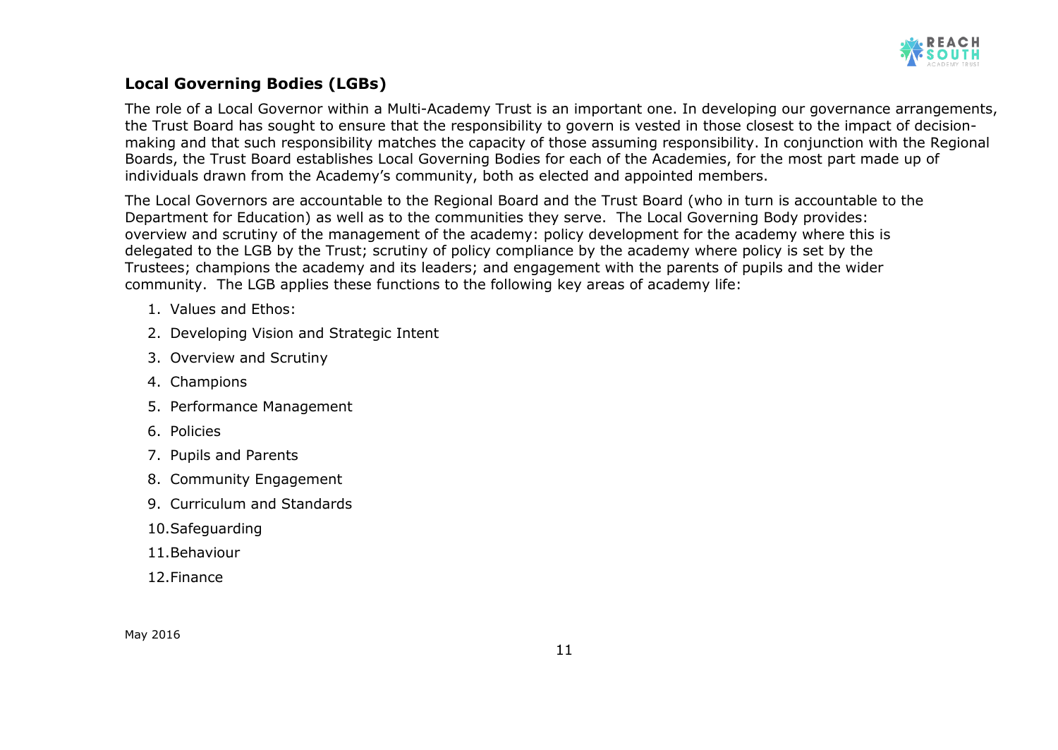## Local Governing Bodies (LGBs)

The role of a Local Governor within a Multi-Academy Trust is an important one. In developing our governance arrangements, the Trust Board has sought to ensure that the responsibility to govern is vested in those closest to the impact of decision-making and that such responsibility matches the capacity of those assuming responsibility. In conjunction with the Regional Boards, the Trust Board establishes Local Governing Bodies for each of the Academies, for the most part made up of individuals drawn from the Academy's community, both as elected and appointed members.

The Local Governors are accountable to the Regional Board and the Trust Board (who in turn is accountable to the Department for Education) as well as to the communities they serve. The Local Governing Body provides: overview and scrutiny of the management of the academy: policy development for the academy where this is delegated to the LGB by the Trust; scrutiny of policy compliance by the academy where policy is set by the Trustees; champions the academy and its leaders; and engagement with the parents of pupils and the wider community. The LGB applies these functions to the following key areas of academy life:

1. Values and Ethos:
2. Developing Vision and Strategic Intent
3. Overview and Scrutiny
4. Champions
5. Performance Management
6. Policies
7. Pupils and Parents
8. Community Engagement
9. Curriculum and Standards
10. Safeguarding
11. Behaviour
12. Finance

May 2016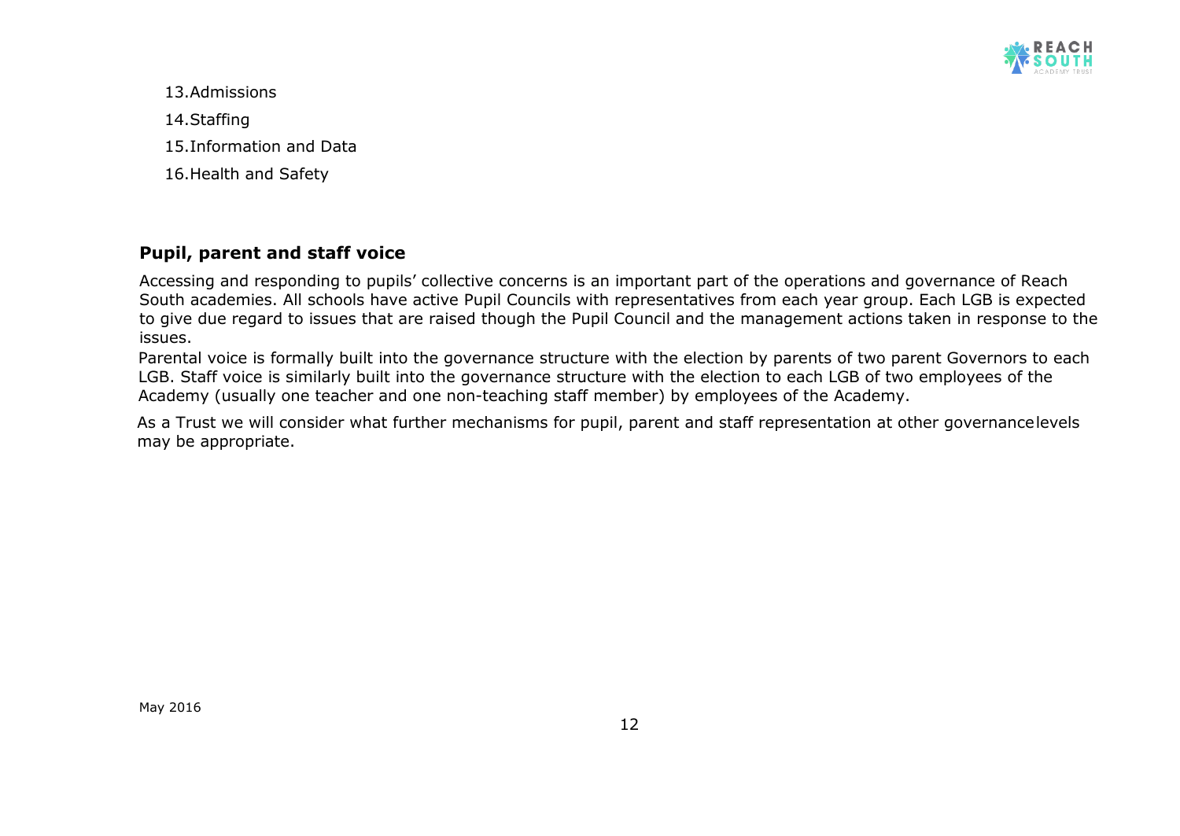13. Admissions
14. Staffing
15. Information and Data
16. Health and Safety

## Pupil, parent and staff voice

Accessing and responding to pupils' collective concerns is an important part of the operations and governance of Reach South academies. All schools have active Pupil Councils with representatives from each year group. Each LGB is expected to give due regard to issues that are raised though the Pupil Council and the management actions taken in response to the issues.

Parental voice is formally built into the governance structure with the election by parents of two parent Governors to each LGB. Staff voice is similarly built into the governance structure with the election to each LGB of two employees of the Academy (usually one teacher and one non-teaching staff member) by employees of the Academy.

As a Trust we will consider what further mechanisms for pupil, parent and staff representation at other governance levels may be appropriate.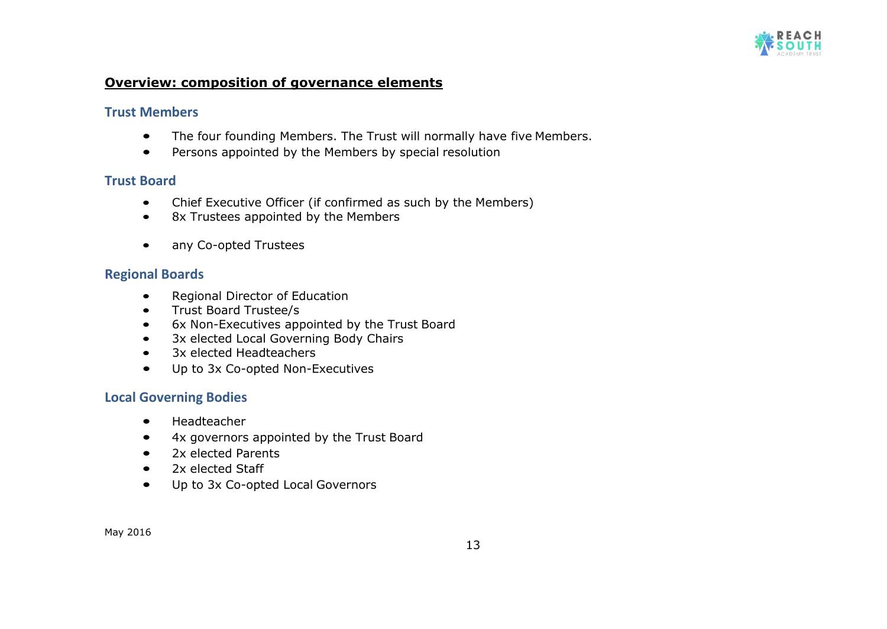## **Overview: composition of governance elements**

### Trust Members

- The four founding Members. The Trust will normally have five Members.
- Persons appointed by the Members by special resolution

### Trust Board

- Chief Executive Officer (if confirmed as such by the Members)
- 8x Trustees appointed by the Members
- any Co-opted Trustees

### Regional Boards

- Regional Director of Education
- Trust Board Trustee/s
- 6x Non-Executives appointed by the Trust Board
- 3x elected Local Governing Body Chairs
- 3x elected Headteachers
- Up to 3x Co-opted Non-Executives

### Local Governing Bodies

- Headteacher
- 4x governors appointed by the Trust Board
- 2x elected Parents
- 2x elected Staff
- Up to 3x Co-opted Local Governors

May 2016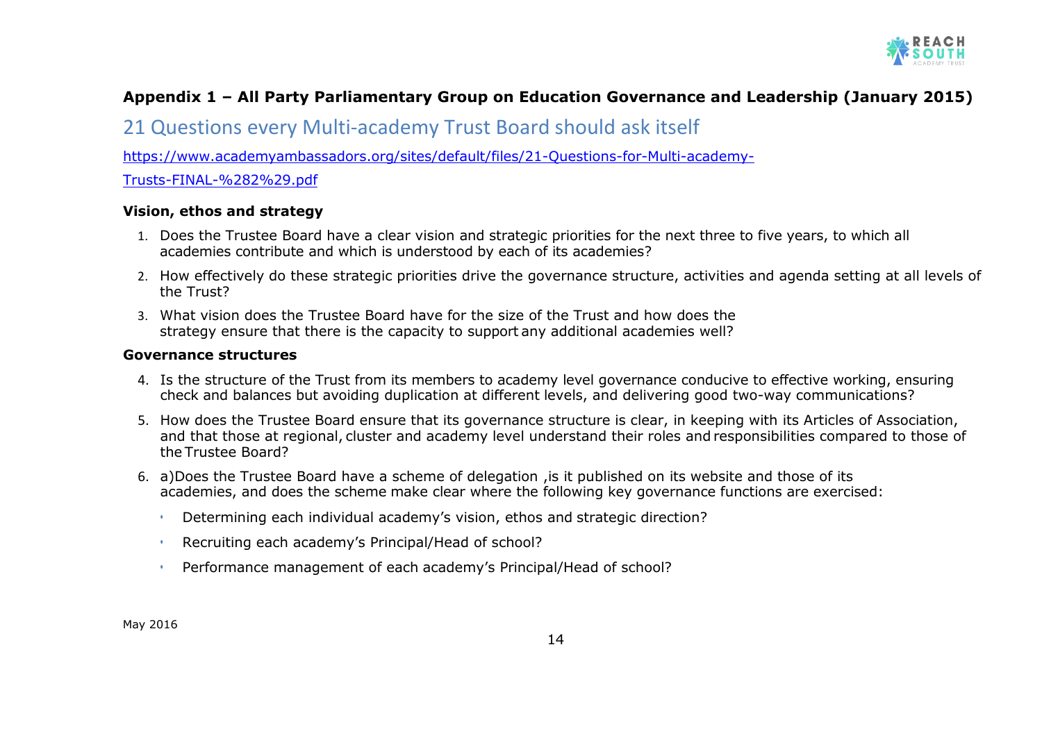## Appendix 1 – All Party Parliamentary Group on Education Governance and Leadership (January 2015)

# 21 Questions every Multi-academy Trust Board should ask itself

[https://www.academyambassadors.org/sites/default/files/21-Questions-for-Multi-academy-Trusts-FINAL-%282%29.pdf](https://www.academyambassadors.org/sites/default/files/21-Questions-for-Multi-academy-Trusts-FINAL-%282%29.pdf)

### Vision, ethos and strategy

1. Does the Trustee Board have a clear vision and strategic priorities for the next three to five years, to which all academies contribute and which is understood by each of its academies?
2. How effectively do these strategic priorities drive the governance structure, activities and agenda setting at all levels of the Trust?
3. What vision does the Trustee Board have for the size of the Trust and how does the strategy ensure that there is the capacity to support any additional academies well?

### Governance structures

4. Is the structure of the Trust from its members to academy level governance conducive to effective working, ensuring check and balances but avoiding duplication at different levels, and delivering good two-way communications?
5. How does the Trustee Board ensure that its governance structure is clear, in keeping with its Articles of Association, and that those at regional, cluster and academy level understand their roles and responsibilities compared to those of the Trustee Board?
6. a)Does the Trustee Board have a scheme of delegation ,is it published on its website and those of its academies, and does the scheme make clear where the following key governance functions are exercised:
   - Determining each individual academy's vision, ethos and strategic direction?
   - Recruiting each academy's Principal/Head of school?
   - Performance management of each academy's Principal/Head of school?

May 2016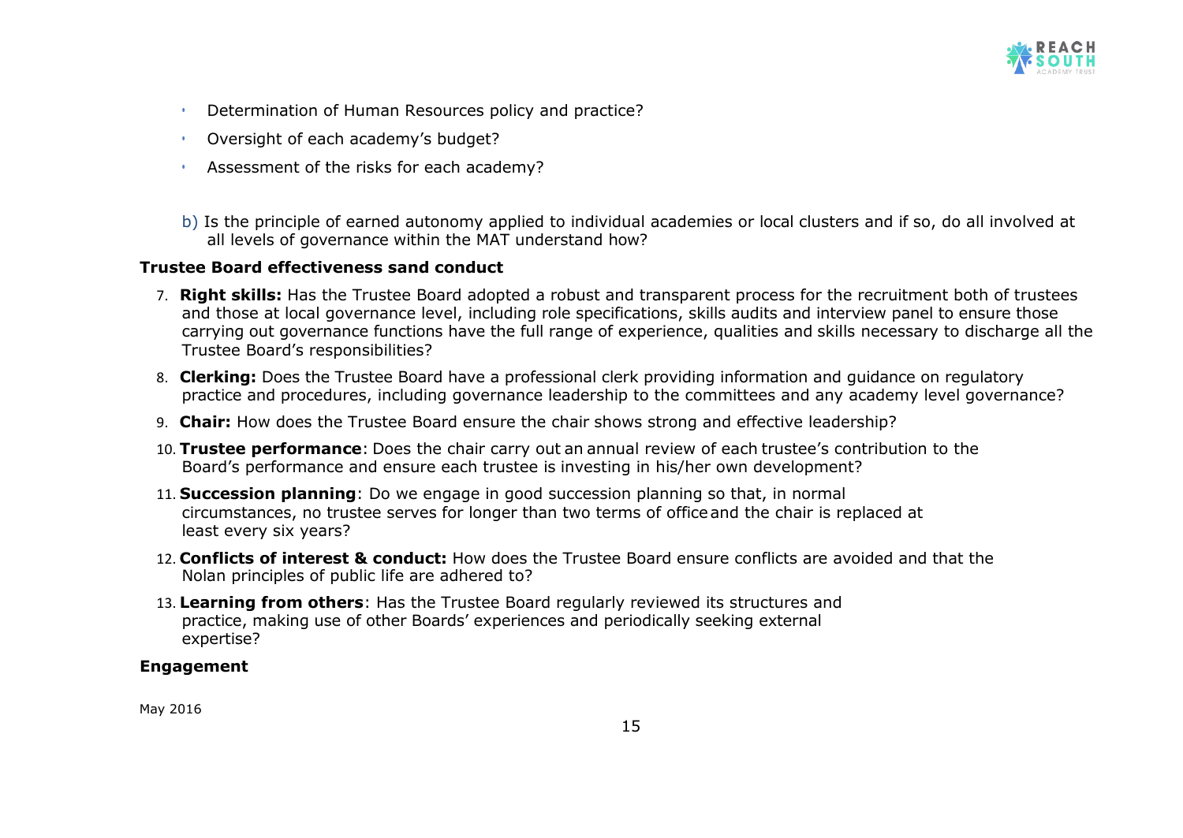- Determination of Human Resources policy and practice?
- Oversight of each academy's budget?
- Assessment of the risks for each academy?

b) Is the principle of earned autonomy applied to individual academies or local clusters and if so, do all involved at all levels of governance within the MAT understand how?

**Trustee Board effectiveness sand conduct**

7. **Right skills:** Has the Trustee Board adopted a robust and transparent process for the recruitment both of trustees and those at local governance level, including role specifications, skills audits and interview panel to ensure those carrying out governance functions have the full range of experience, qualities and skills necessary to discharge all the Trustee Board's responsibilities?
8. **Clerking:** Does the Trustee Board have a professional clerk providing information and guidance on regulatory practice and procedures, including governance leadership to the committees and any academy level governance?
9. **Chair:** How does the Trustee Board ensure the chair shows strong and effective leadership?
10. **Trustee performance**: Does the chair carry out an annual review of each trustee's contribution to the Board's performance and ensure each trustee is investing in his/her own development?
11. **Succession planning**: Do we engage in good succession planning so that, in normal circumstances, no trustee serves for longer than two terms of office and the chair is replaced at least every six years?
12. **Conflicts of interest & conduct:** How does the Trustee Board ensure conflicts are avoided and that the Nolan principles of public life are adhered to?
13. **Learning from others**: Has the Trustee Board regularly reviewed its structures and practice, making use of other Boards' experiences and periodically seeking external expertise?

**Engagement**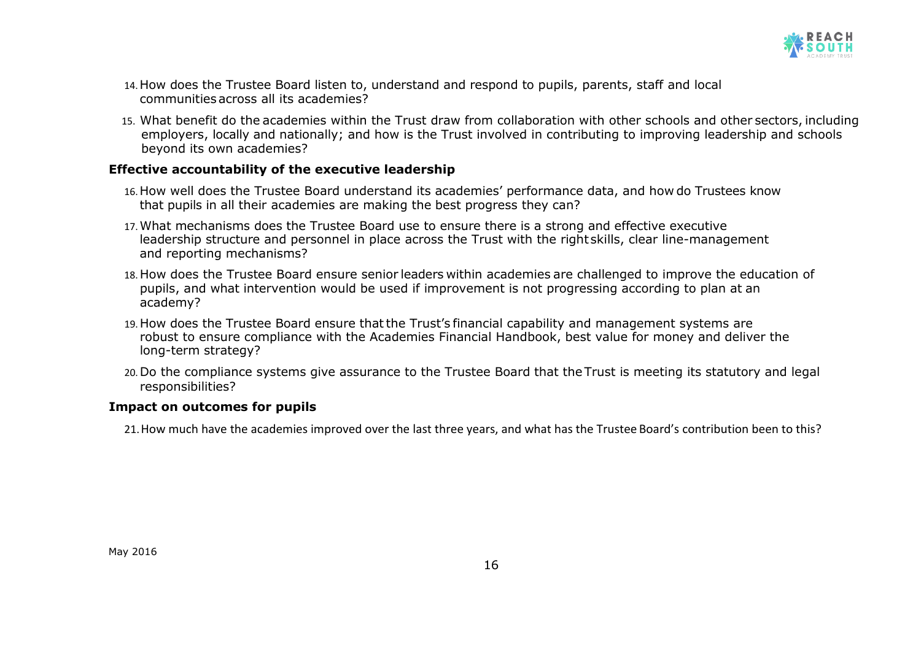14. How does the Trustee Board listen to, understand and respond to pupils, parents, staff and local communities across all its academies?
15. What benefit do the academies within the Trust draw from collaboration with other schools and other sectors, including employers, locally and nationally; and how is the Trust involved in contributing to improving leadership and schools beyond its own academies?

**Effective accountability of the executive leadership**

16. How well does the Trustee Board understand its academies' performance data, and how do Trustees know that pupils in all their academies are making the best progress they can?
17. What mechanisms does the Trustee Board use to ensure there is a strong and effective executive leadership structure and personnel in place across the Trust with the right skills, clear line-management and reporting mechanisms?
18. How does the Trustee Board ensure senior leaders within academies are challenged to improve the education of pupils, and what intervention would be used if improvement is not progressing according to plan at an academy?
19. How does the Trustee Board ensure that the Trust's financial capability and management systems are robust to ensure compliance with the Academies Financial Handbook, best value for money and deliver the long-term strategy?
20. Do the compliance systems give assurance to the Trustee Board that the Trust is meeting its statutory and legal responsibilities?

**Impact on outcomes for pupils**

21. How much have the academies improved over the last three years, and what has the Trustee Board's contribution been to this?